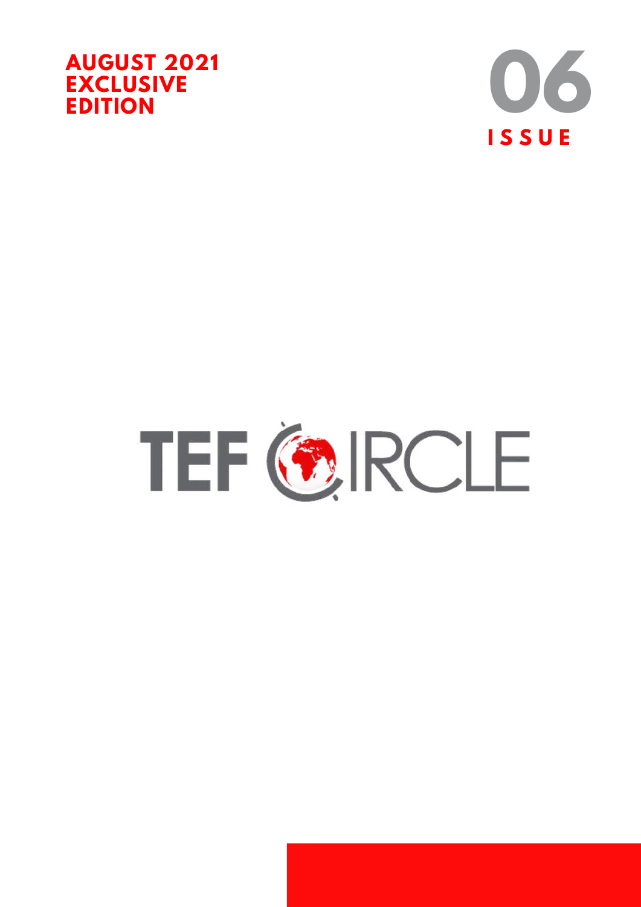**AUGUST 2021**
**EXCLUSIVE**
**EDITION**

**06**
**ISSUE**

# TEF CIRCLE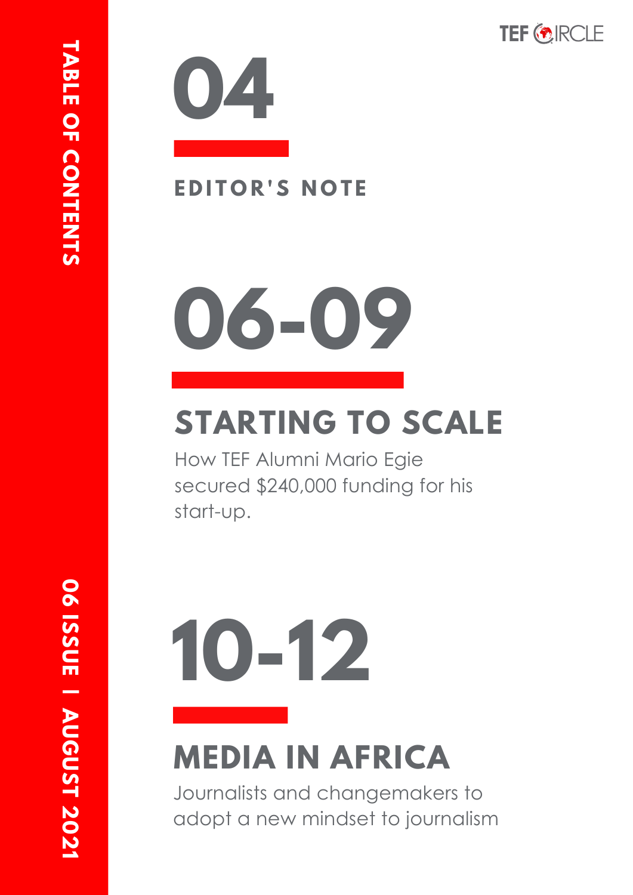# TABLE OF CONTENTS

06 ISSUE | AUGUST 2021

## 04

**EDITOR'S NOTE**

## 06-09

**STARTING TO SCALE**

How TEF Alumni Mario Egie secured $240,000 funding for his start-up.

## 10-12

**MEDIA IN AFRICA**

Journalists and changemakers to adopt a new mindset to journalism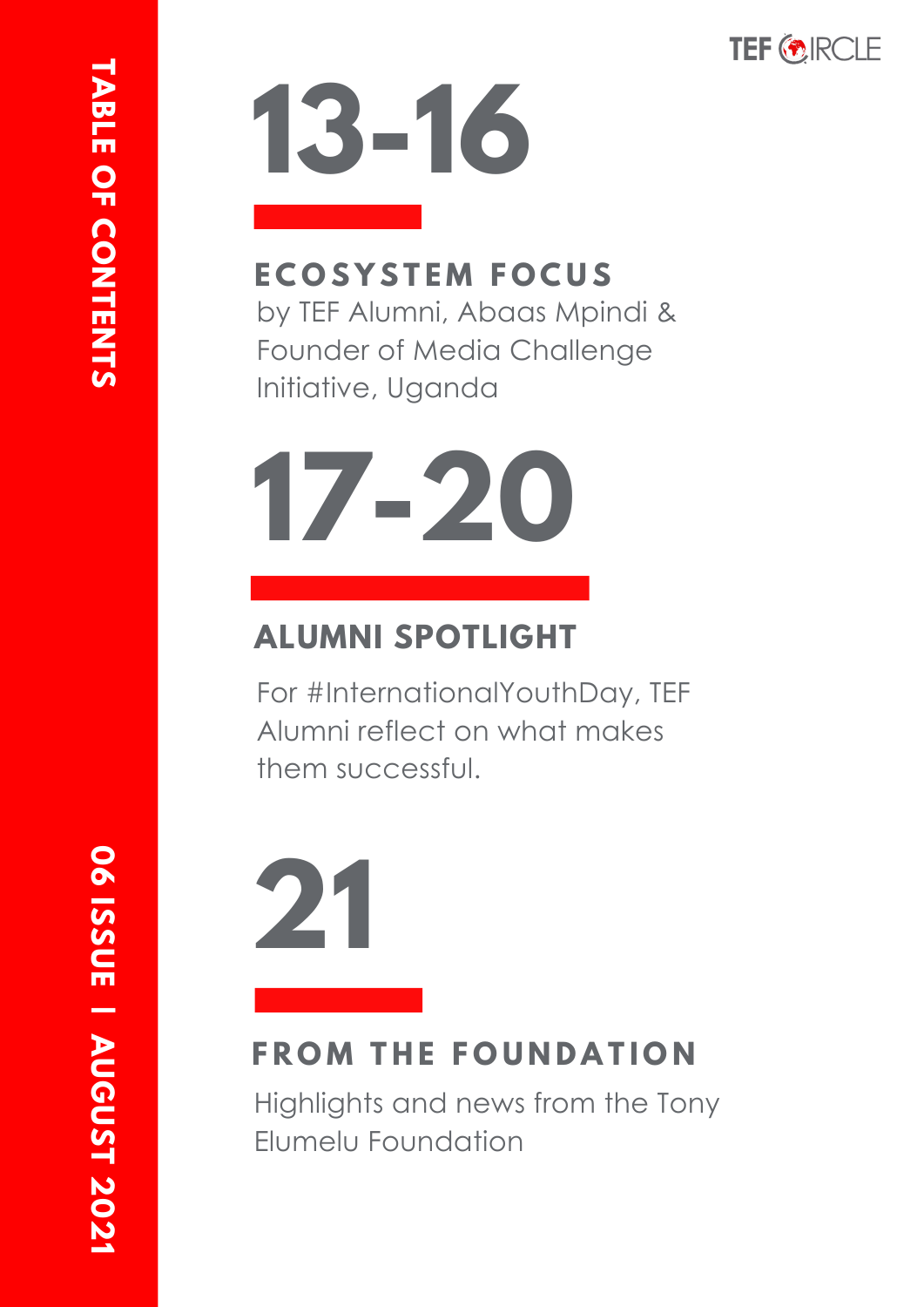# TABLE OF CONTENTS

06 ISSUE | AUGUST 2021

## 13-16

### ECOSYSTEM FOCUS

by TEF Alumni, Abaas Mpindi & Founder of Media Challenge Initiative, Uganda

## 17-20

### ALUMNI SPOTLIGHT

For #InternationalYouthDay, TEF Alumni reflect on what makes them successful.

## 21

### FROM THE FOUNDATION

Highlights and news from the Tony Elumelu Foundation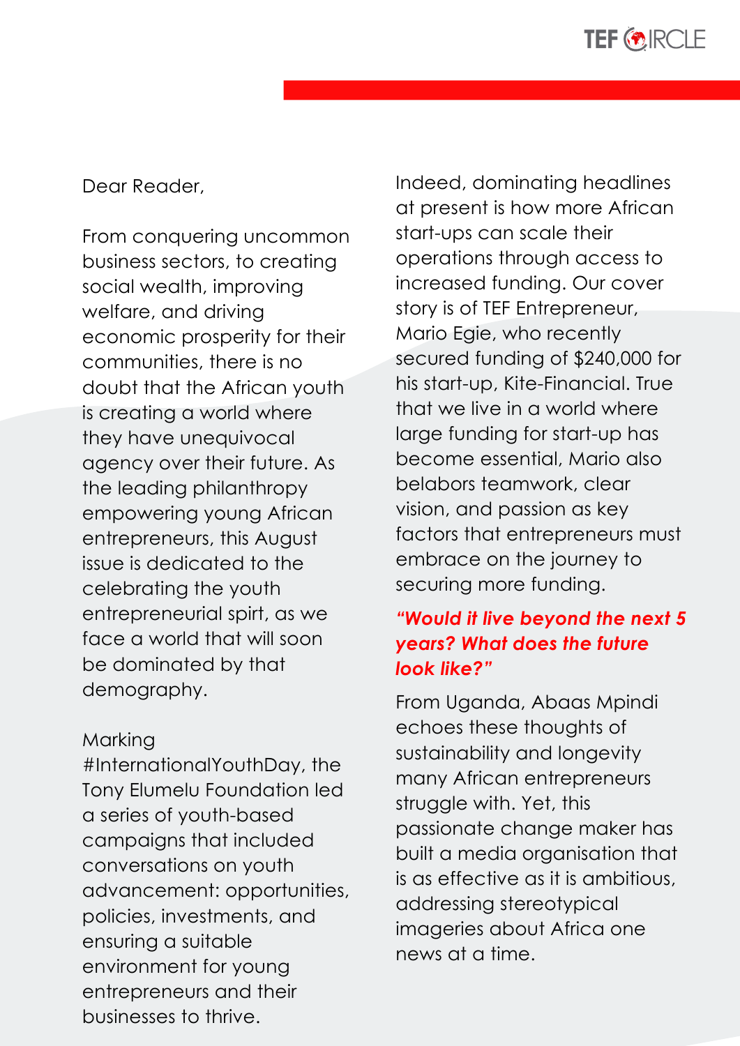Dear Reader,

From conquering uncommon business sectors, to creating social wealth, improving welfare, and driving economic prosperity for their communities, there is no doubt that the African youth is creating a world where they have unequivocal agency over their future. As the leading philanthropy empowering young African entrepreneurs, this August issue is dedicated to the celebrating the youth entrepreneurial spirt, as we face a world that will soon be dominated by that demography.

Marking #InternationalYouthDay, the Tony Elumelu Foundation led a series of youth-based campaigns that included conversations on youth advancement: opportunities, policies, investments, and ensuring a suitable environment for young entrepreneurs and their businesses to thrive.

Indeed, dominating headlines at present is how more African start-ups can scale their operations through access to increased funding. Our cover story is of TEF Entrepreneur, Mario Egie, who recently secured funding of $240,000 for his start-up, Kite-Financial. True that we live in a world where large funding for start-up has become essential, Mario also belabors teamwork, clear vision, and passion as key factors that entrepreneurs must embrace on the journey to securing more funding.

***"Would it live beyond the next 5 years? What does the future look like?"***

From Uganda, Abaas Mpindi echoes these thoughts of sustainability and longevity many African entrepreneurs struggle with. Yet, this passionate change maker has built a media organisation that is as effective as it is ambitious, addressing stereotypical imageries about Africa one news at a time.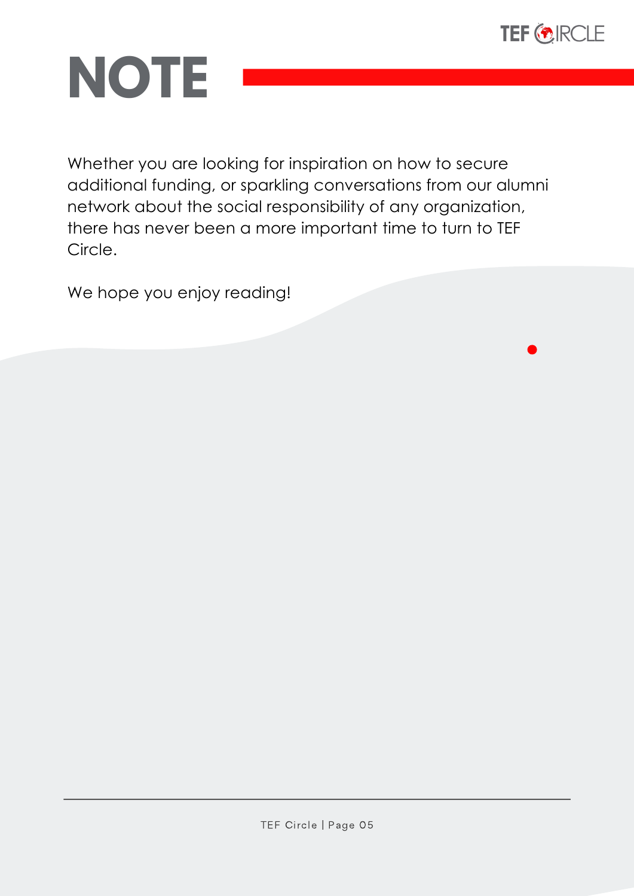# NOTE

Whether you are looking for inspiration on how to secure additional funding, or sparkling conversations from our alumni network about the social responsibility of any organization, there has never been a more important time to turn to TEF Circle.

We hope you enjoy reading!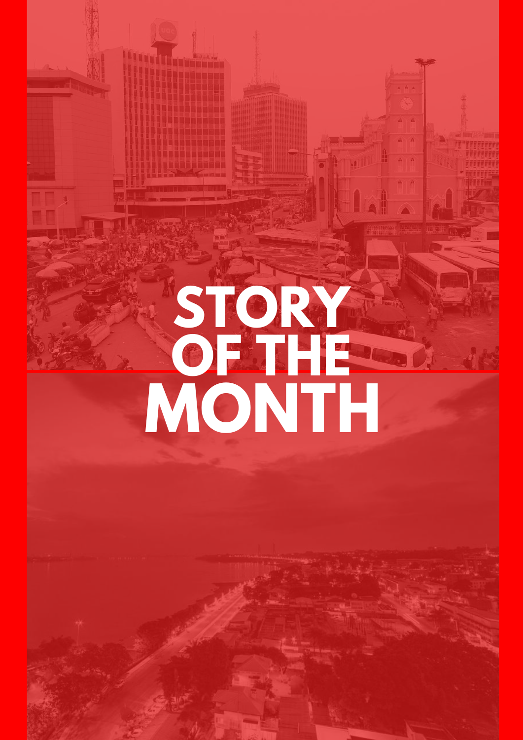# STORY OF THE MONTH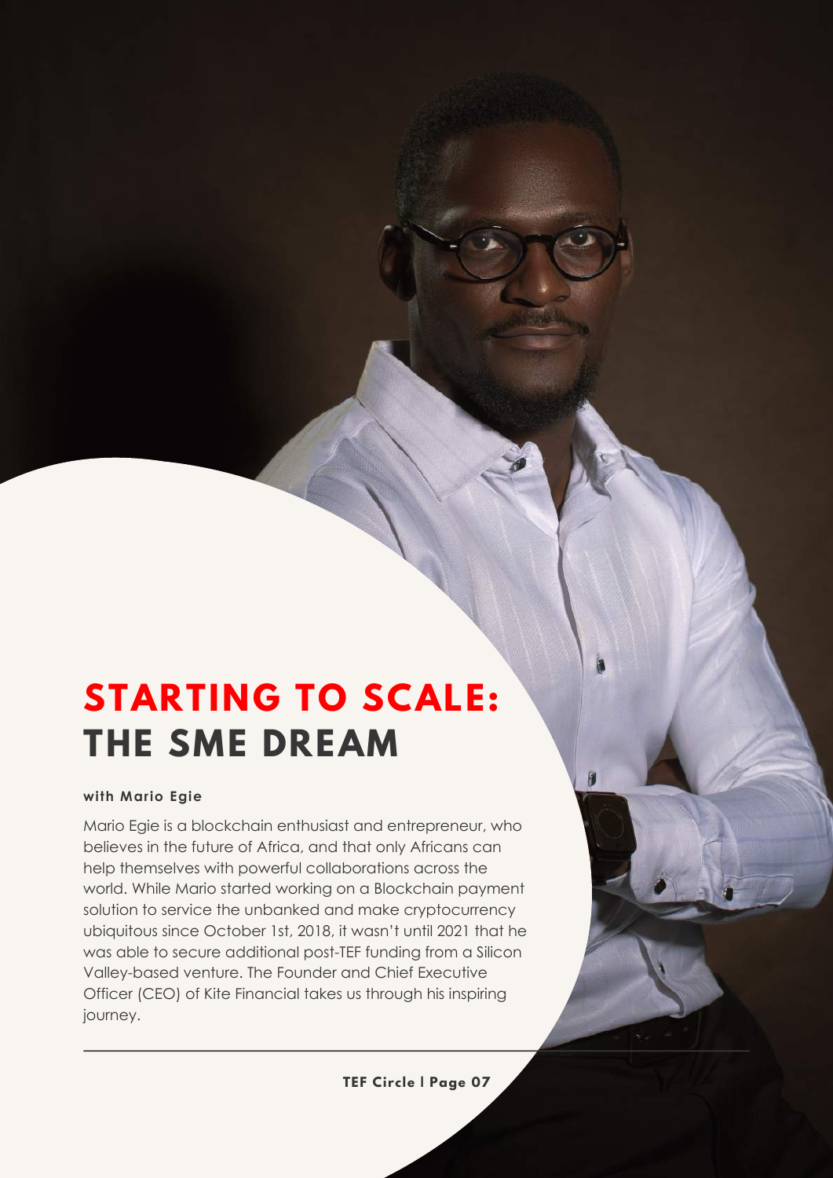# STARTING TO SCALE: THE SME DREAM

**with Mario Egie**

Mario Egie is a blockchain enthusiast and entrepreneur, who believes in the future of Africa, and that only Africans can help themselves with powerful collaborations across the world. While Mario started working on a Blockchain payment solution to service the unbanked and make cryptocurrency ubiquitous since October 1st, 2018, it wasn't until 2021 that he was able to secure additional post-TEF funding from a Silicon Valley-based venture. The Founder and Chief Executive Officer (CEO) of Kite Financial takes us through his inspiring journey.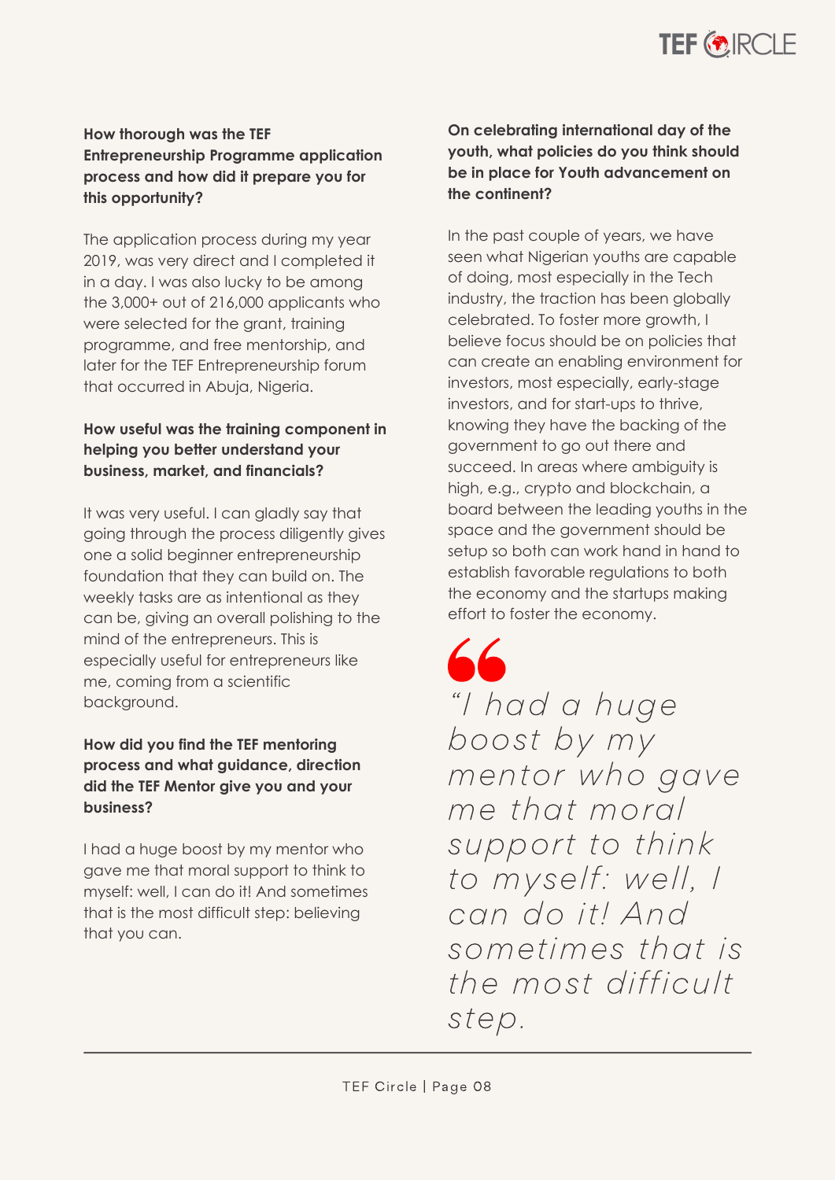**How thorough was the TEF Entrepreneurship Programme application process and how did it prepare you for this opportunity?**

The application process during my year 2019, was very direct and I completed it in a day. I was also lucky to be among the 3,000+ out of 216,000 applicants who were selected for the grant, training programme, and free mentorship, and later for the TEF Entrepreneurship forum that occurred in Abuja, Nigeria.

**How useful was the training component in helping you better understand your business, market, and financials?**

It was very useful. I can gladly say that going through the process diligently gives one a solid beginner entrepreneurship foundation that they can build on. The weekly tasks are as intentional as they can be, giving an overall polishing to the mind of the entrepreneurs. This is especially useful for entrepreneurs like me, coming from a scientific background.

**How did you find the TEF mentoring process and what guidance, direction did the TEF Mentor give you and your business?**

I had a huge boost by my mentor who gave me that moral support to think to myself: well, I can do it! And sometimes that is the most difficult step: believing that you can.

**On celebrating international day of the youth, what policies do you think should be in place for Youth advancement on the continent?**

In the past couple of years, we have seen what Nigerian youths are capable of doing, most especially in the Tech industry, the traction has been globally celebrated. To foster more growth, I believe focus should be on policies that can create an enabling environment for investors, most especially, early-stage investors, and for start-ups to thrive, knowing they have the backing of the government to go out there and succeed. In areas where ambiguity is high, e.g., crypto and blockchain, a board between the leading youths in the space and the government should be setup so both can work hand in hand to establish favorable regulations to both the economy and the startups making effort to foster the economy.

> *"I had a huge boost by my mentor who gave me that moral support to think to myself: well, I can do it! And sometimes that is the most difficult step.*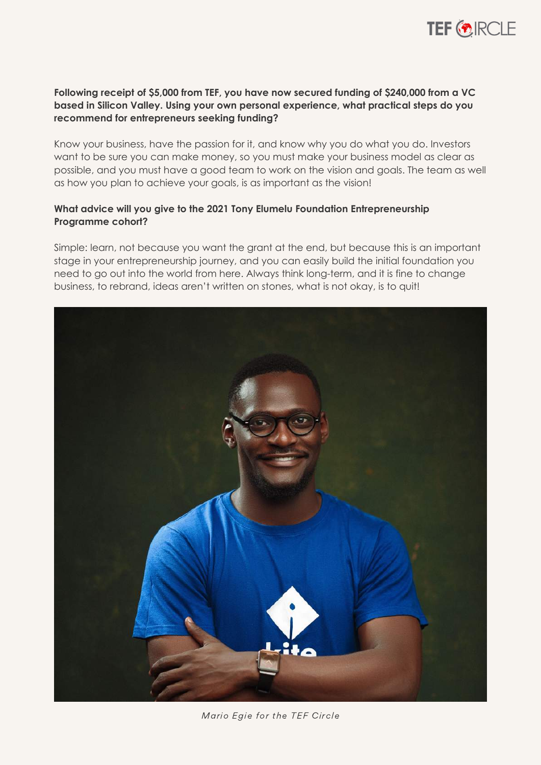**Following receipt of $5,000 from TEF, you have now secured funding of $240,000 from a VC based in Silicon Valley. Using your own personal experience, what practical steps do you recommend for entrepreneurs seeking funding?**

Know your business, have the passion for it, and know why you do what you do. Investors want to be sure you can make money, so you must make your business model as clear as possible, and you must have a good team to work on the vision and goals. The team as well as how you plan to achieve your goals, is as important as the vision!

**What advice will you give to the 2021 Tony Elumelu Foundation Entrepreneurship Programme cohort?**

Simple: learn, not because you want the grant at the end, but because this is an important stage in your entrepreneurship journey, and you can easily build the initial foundation you need to go out into the world from here. Always think long-term, and it is fine to change business, to rebrand, ideas aren't written on stones, what is not okay, is to quit!

*Mario Egie for the TEF Circle*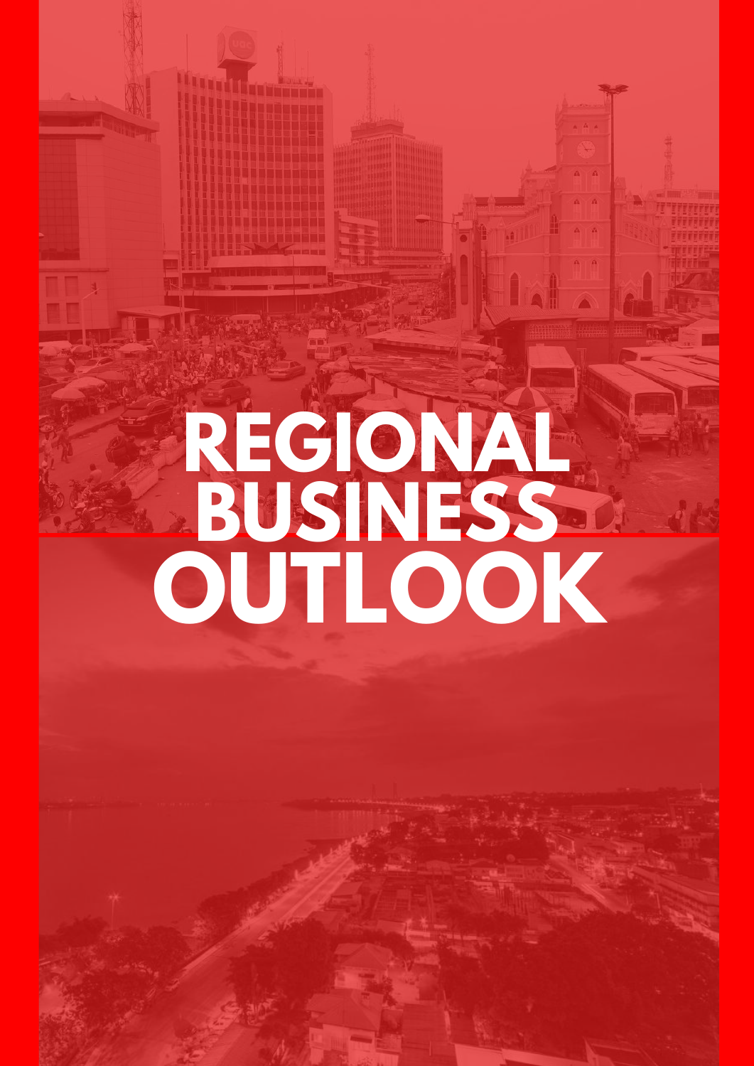# REGIONAL BUSINESS OUTLOOK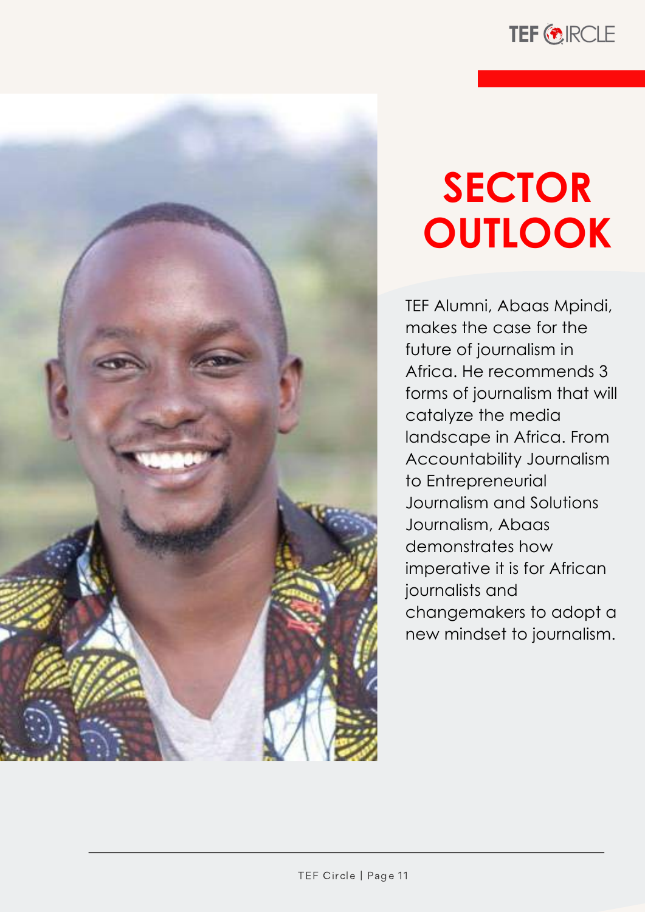# SECTOR OUTLOOK

TEF Alumni, Abaas Mpindi, makes the case for the future of journalism in Africa. He recommends 3 forms of journalism that will catalyze the media landscape in Africa. From Accountability Journalism to Entrepreneurial Journalism and Solutions Journalism, Abaas demonstrates how imperative it is for African journalists and changemakers to adopt a new mindset to journalism.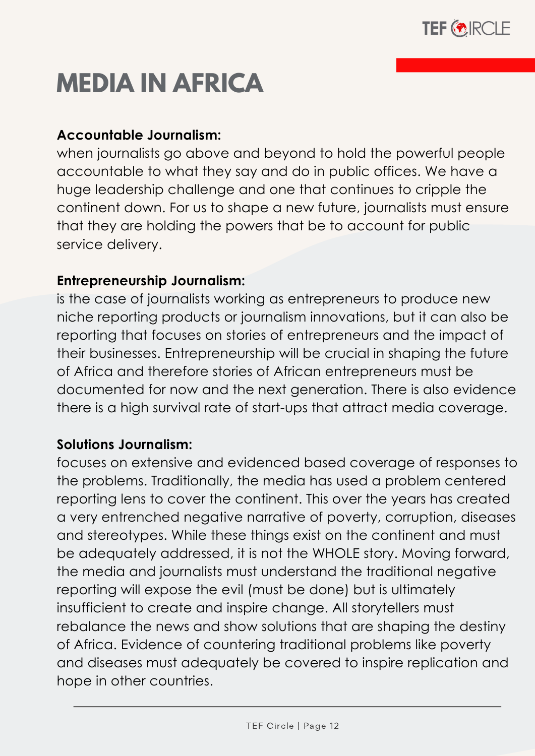# MEDIA IN AFRICA

**Accountable Journalism:**
when journalists go above and beyond to hold the powerful people accountable to what they say and do in public offices. We have a huge leadership challenge and one that continues to cripple the continent down. For us to shape a new future, journalists must ensure that they are holding the powers that be to account for public service delivery.

**Entrepreneurship Journalism:**
is the case of journalists working as entrepreneurs to produce new niche reporting products or journalism innovations, but it can also be reporting that focuses on stories of entrepreneurs and the impact of their businesses. Entrepreneurship will be crucial in shaping the future of Africa and therefore stories of African entrepreneurs must be documented for now and the next generation. There is also evidence there is a high survival rate of start-ups that attract media coverage.

**Solutions Journalism:**
focuses on extensive and evidenced based coverage of responses to the problems. Traditionally, the media has used a problem centered reporting lens to cover the continent. This over the years has created a very entrenched negative narrative of poverty, corruption, diseases and stereotypes. While these things exist on the continent and must be adequately addressed, it is not the WHOLE story. Moving forward, the media and journalists must understand the traditional negative reporting will expose the evil (must be done) but is ultimately insufficient to create and inspire change. All storytellers must rebalance the news and show solutions that are shaping the destiny of Africa. Evidence of countering traditional problems like poverty and diseases must adequately be covered to inspire replication and hope in other countries.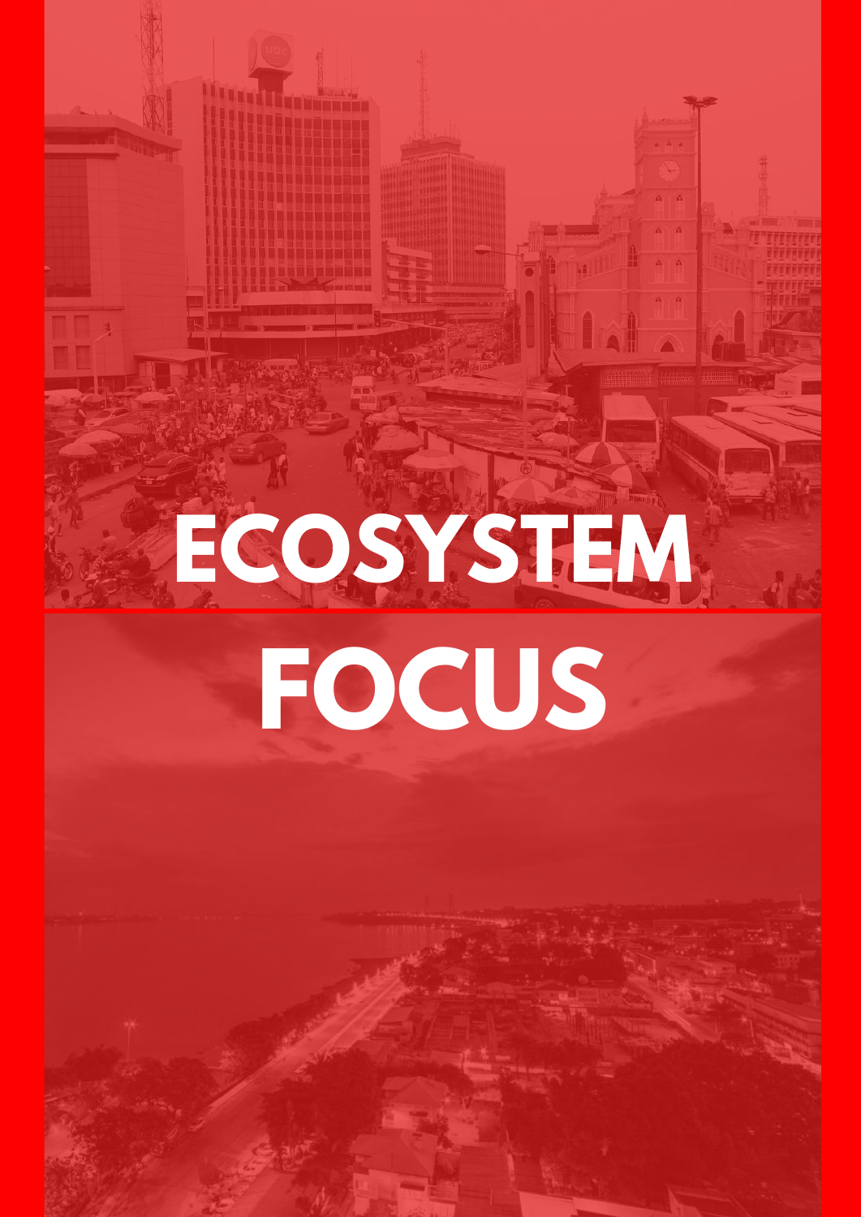# ECOSYSTEM FOCUS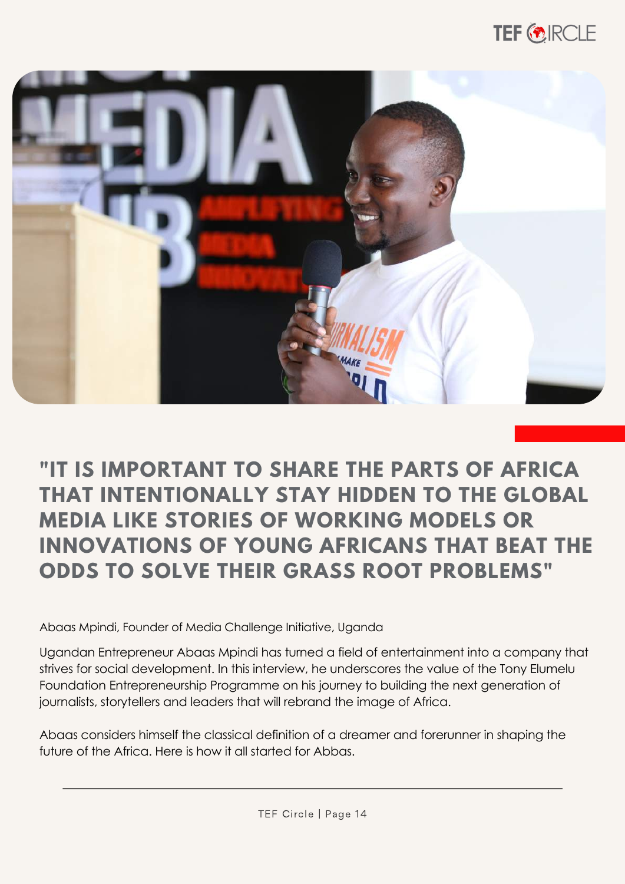## "IT IS IMPORTANT TO SHARE THE PARTS OF AFRICA THAT INTENTIONALLY STAY HIDDEN TO THE GLOBAL MEDIA LIKE STORIES OF WORKING MODELS OR INNOVATIONS OF YOUNG AFRICANS THAT BEAT THE ODDS TO SOLVE THEIR GRASS ROOT PROBLEMS"

Abaas Mpindi, Founder of Media Challenge Initiative, Uganda

Ugandan Entrepreneur Abaas Mpindi has turned a field of entertainment into a company that strives for social development. In this interview, he underscores the value of the Tony Elumelu Foundation Entrepreneurship Programme on his journey to building the next generation of journalists, storytellers and leaders that will rebrand the image of Africa.

Abaas considers himself the classical definition of a dreamer and forerunner in shaping the future of the Africa. Here is how it all started for Abbas.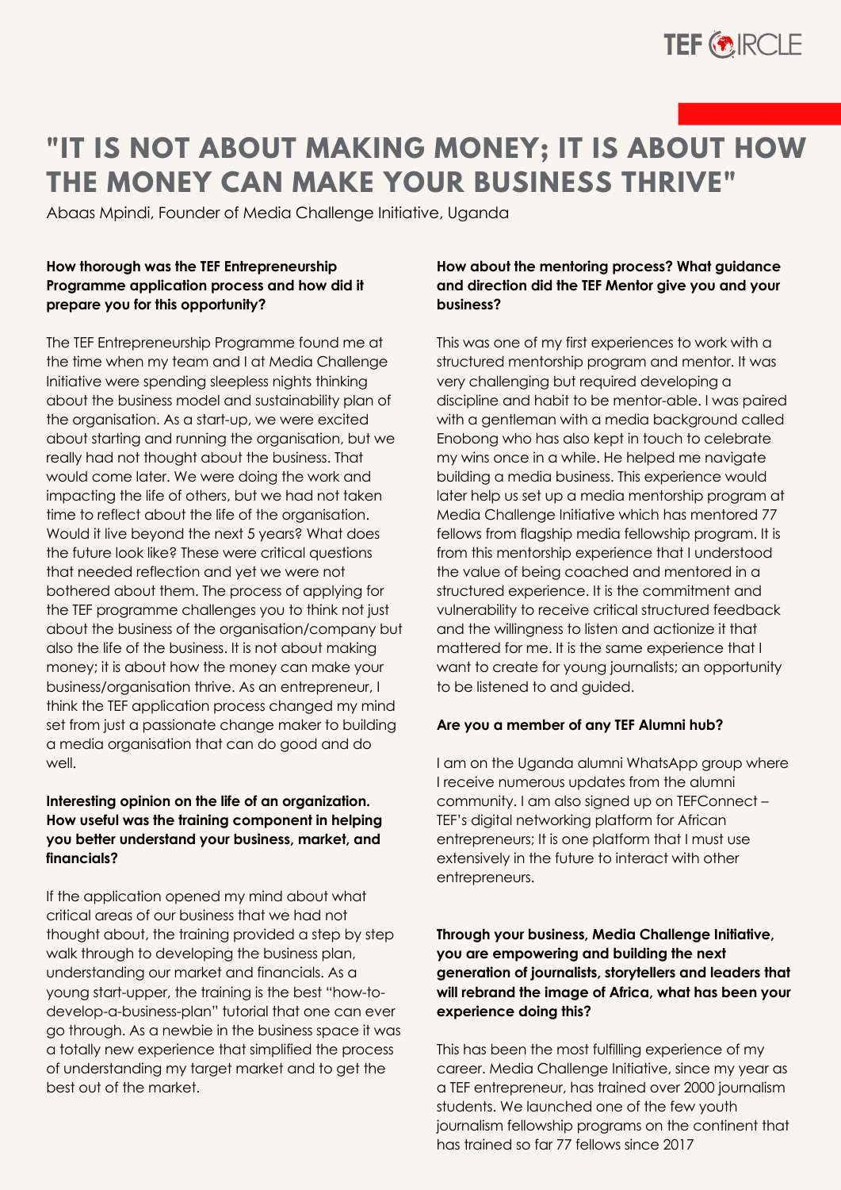# "IT IS NOT ABOUT MAKING MONEY; IT IS ABOUT HOW THE MONEY CAN MAKE YOUR BUSINESS THRIVE"

Abaas Mpindi, Founder of Media Challenge Initiative, Uganda

**How thorough was the TEF Entrepreneurship Programme application process and how did it prepare you for this opportunity?**

The TEF Entrepreneurship Programme found me at the time when my team and I at Media Challenge Initiative were spending sleepless nights thinking about the business model and sustainability plan of the organisation. As a start-up, we were excited about starting and running the organisation, but we really had not thought about the business. That would come later. We were doing the work and impacting the life of others, but we had not taken time to reflect about the life of the organisation. Would it live beyond the next 5 years? What does the future look like? These were critical questions that needed reflection and yet we were not bothered about them. The process of applying for the TEF programme challenges you to think not just about the business of the organisation/company but also the life of the business. It is not about making money; it is about how the money can make your business/organisation thrive. As an entrepreneur, I think the TEF application process changed my mind set from just a passionate change maker to building a media organisation that can do good and do well.

**Interesting opinion on the life of an organization. How useful was the training component in helping you better understand your business, market, and financials?**

If the application opened my mind about what critical areas of our business that we had not thought about, the training provided a step by step walk through to developing the business plan, understanding our market and financials. As a young start-upper, the training is the best "how-to-develop-a-business-plan" tutorial that one can ever go through. As a newbie in the business space it was a totally new experience that simplified the process of understanding my target market and to get the best out of the market.

**How about the mentoring process? What guidance and direction did the TEF Mentor give you and your business?**

This was one of my first experiences to work with a structured mentorship program and mentor. It was very challenging but required developing a discipline and habit to be mentor-able. I was paired with a gentleman with a media background called Enobong who has also kept in touch to celebrate my wins once in a while. He helped me navigate building a media business. This experience would later help us set up a media mentorship program at Media Challenge Initiative which has mentored 77 fellows from flagship media fellowship program. It is from this mentorship experience that I understood the value of being coached and mentored in a structured experience. It is the commitment and vulnerability to receive critical structured feedback and the willingness to listen and actionize it that mattered for me. It is the same experience that I want to create for young journalists; an opportunity to be listened to and guided.

**Are you a member of any TEF Alumni hub?**

I am on the Uganda alumni WhatsApp group where I receive numerous updates from the alumni community. I am also signed up on TEFConnect – TEF's digital networking platform for African entrepreneurs; It is one platform that I must use extensively in the future to interact with other entrepreneurs.

**Through your business, Media Challenge Initiative, you are empowering and building the next generation of journalists, storytellers and leaders that will rebrand the image of Africa, what has been your experience doing this?**

This has been the most fulfilling experience of my career. Media Challenge Initiative, since my year as a TEF entrepreneur, has trained over 2000 journalism students. We launched one of the few youth journalism fellowship programs on the continent that has trained so far 77 fellows since 2017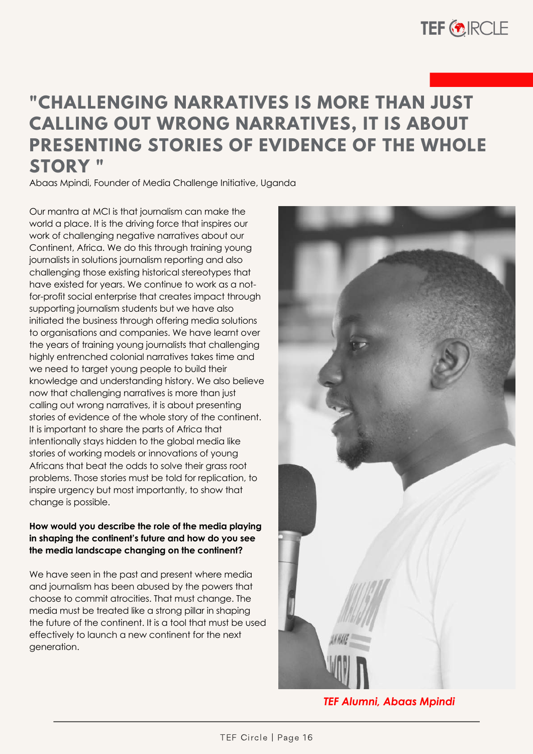# "CHALLENGING NARRATIVES IS MORE THAN JUST CALLING OUT WRONG NARRATIVES, IT IS ABOUT PRESENTING STORIES OF EVIDENCE OF THE WHOLE STORY "

Abaas Mpindi, Founder of Media Challenge Initiative, Uganda

Our mantra at MCI is that journalism can make the world a place. It is the driving force that inspires our work of challenging negative narratives about our Continent, Africa. We do this through training young journalists in solutions journalism reporting and also challenging those existing historical stereotypes that have existed for years. We continue to work as a not-for-profit social enterprise that creates impact through supporting journalism students but we have also initiated the business through offering media solutions to organisations and companies. We have learnt over the years of training young journalists that challenging highly entrenched colonial narratives takes time and we need to target young people to build their knowledge and understanding history. We also believe now that challenging narratives is more than just calling out wrong narratives, it is about presenting stories of evidence of the whole story of the continent. It is important to share the parts of Africa that intentionally stays hidden to the global media like stories of working models or innovations of young Africans that beat the odds to solve their grass root problems. Those stories must be told for replication, to inspire urgency but most importantly, to show that change is possible.

**How would you describe the role of the media playing in shaping the continent's future and how do you see the media landscape changing on the continent?**

We have seen in the past and present where media and journalism has been abused by the powers that choose to commit atrocities. That must change. The media must be treated like a strong pillar in shaping the future of the continent. It is a tool that must be used effectively to launch a new continent for the next generation.

*TEF Alumni, Abaas Mpindi*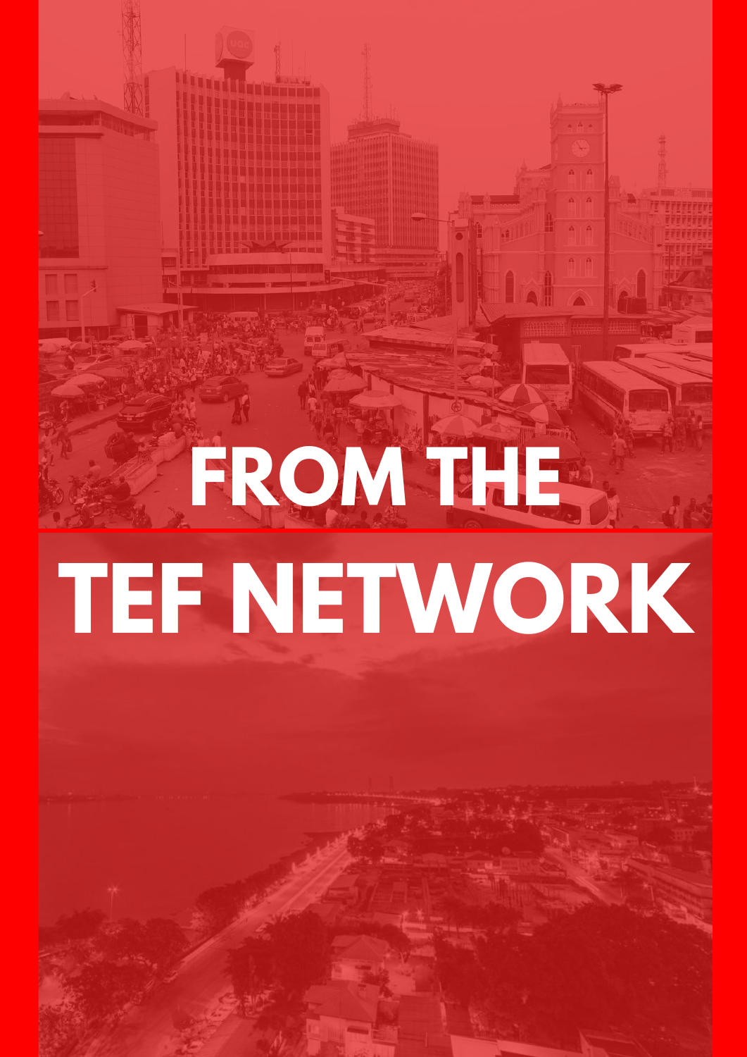# FROM THE TEF NETWORK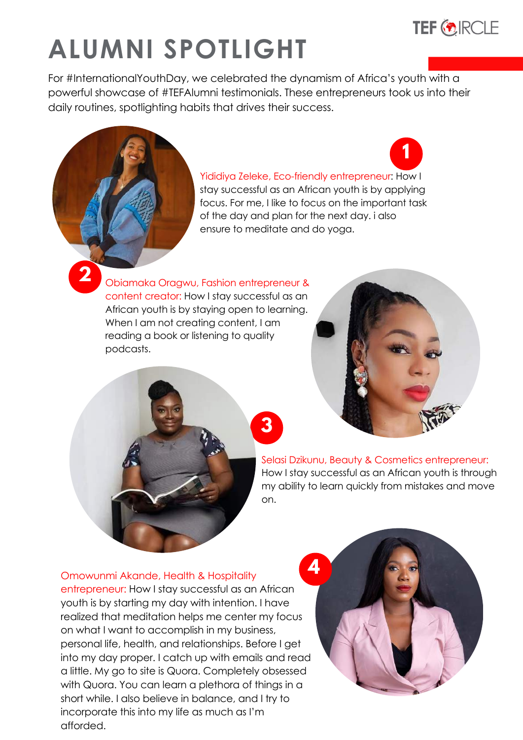# ALUMNI SPOTLIGHT

For #InternationalYouthDay, we celebrated the dynamism of Africa's youth with a powerful showcase of #TEFAlumni testimonials. These entrepreneurs took us into their daily routines, spotlighting habits that drives their success.

**1**

Yididiya Zeleke, Eco-friendly entrepreneur: How I stay successful as an African youth is by applying focus. For me, I like to focus on the important task of the day and plan for the next day. i also ensure to meditate and do yoga.

**2**

Obiamaka Oragwu, Fashion entrepreneur & content creator: How I stay successful as an African youth is by staying open to learning. When I am not creating content, I am reading a book or listening to quality podcasts.

**3**

Selasi Dzikunu, Beauty & Cosmetics entrepreneur: How I stay successful as an African youth is through my ability to learn quickly from mistakes and move on.

**4**

Omowunmi Akande, Health & Hospitality entrepreneur: How I stay successful as an African youth is by starting my day with intention. I have realized that meditation helps me center my focus on what I want to accomplish in my business, personal life, health, and relationships. Before I get into my day proper. I catch up with emails and read a little. My go to site is Quora. Completely obsessed with Quora. You can learn a plethora of things in a short while. I also believe in balance, and I try to incorporate this into my life as much as I'm afforded.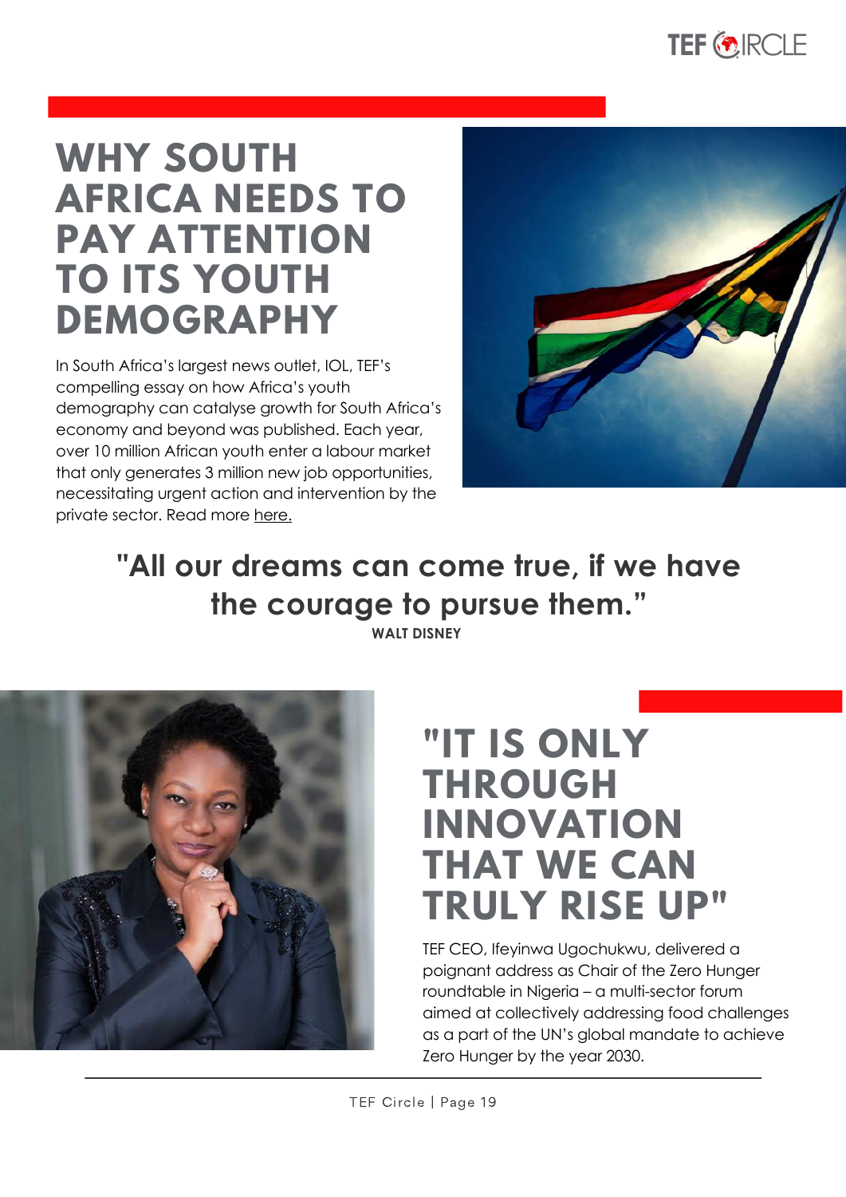# WHY SOUTH AFRICA NEEDS TO PAY ATTENTION TO ITS YOUTH DEMOGRAPHY

In South Africa's largest news outlet, IOL, TEF's compelling essay on how Africa's youth demography can catalyse growth for South Africa's economy and beyond was published. Each year, over 10 million African youth enter a labour market that only generates 3 million new job opportunities, necessitating urgent action and intervention by the private sector. Read more here.

**"All our dreams can come true, if we have the courage to pursue them."**

**WALT DISNEY**

# "IT IS ONLY THROUGH INNOVATION THAT WE CAN TRULY RISE UP"

TEF CEO, Ifeyinwa Ugochukwu, delivered a poignant address as Chair of the Zero Hunger roundtable in Nigeria – a multi-sector forum aimed at collectively addressing food challenges as a part of the UN's global mandate to achieve Zero Hunger by the year 2030.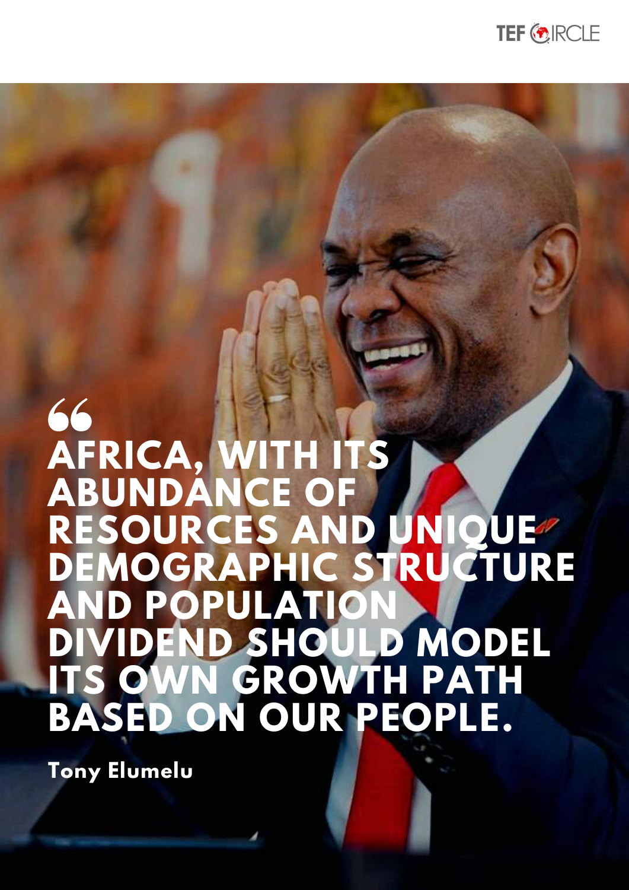> "AFRICA, WITH ITS ABUNDANCE OF RESOURCES AND UNIQUE DEMOGRAPHIC STRUCTURE AND POPULATION DIVIDEND SHOULD MODEL ITS OWN GROWTH PATH BASED ON OUR PEOPLE.

**Tony Elumelu**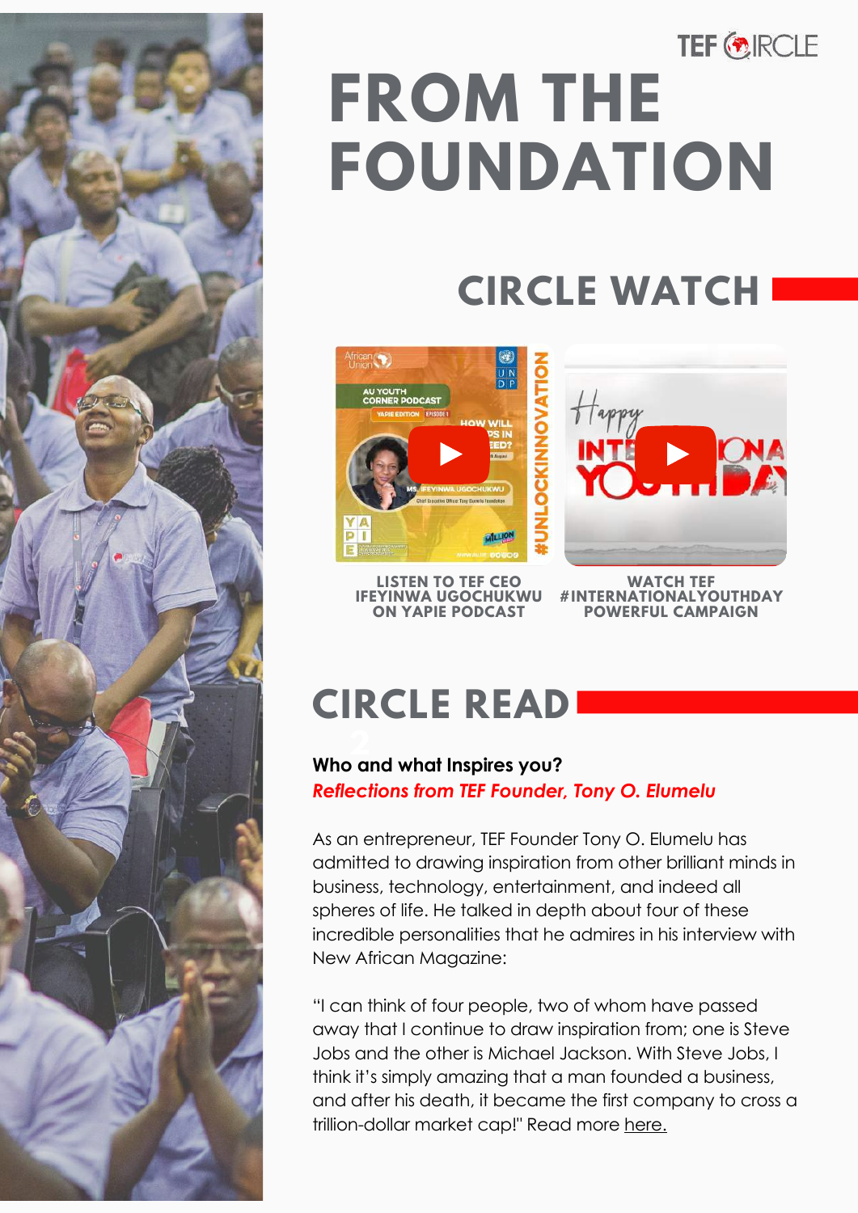# FROM THE FOUNDATION

## CIRCLE WATCH

**LISTEN TO TEF CEO IFEYINWA UGOCHUKWU ON YAPIE PODCAST**

**WATCH TEF #INTERNATIONALYOUTHDAY POWERFUL CAMPAIGN**

## CIRCLE READ

**Who and what Inspires you?**

***Reflections from TEF Founder, Tony O. Elumelu***

As an entrepreneur, TEF Founder Tony O. Elumelu has admitted to drawing inspiration from other brilliant minds in business, technology, entertainment, and indeed all spheres of life. He talked in depth about four of these incredible personalities that he admires in his interview with New African Magazine:

"I can think of four people, two of whom have passed away that I continue to draw inspiration from; one is Steve Jobs and the other is Michael Jackson. With Steve Jobs, I think it's simply amazing that a man founded a business, and after his death, it became the first company to cross a trillion-dollar market cap!" Read more here.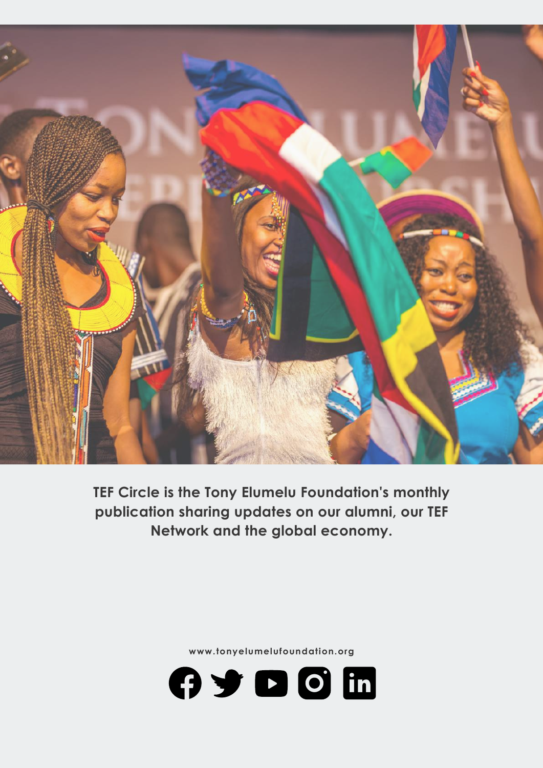**TEF Circle is the Tony Elumelu Foundation's monthly publication sharing updates on our alumni, our TEF Network and the global economy.**

www.tonyelumelufoundation.org